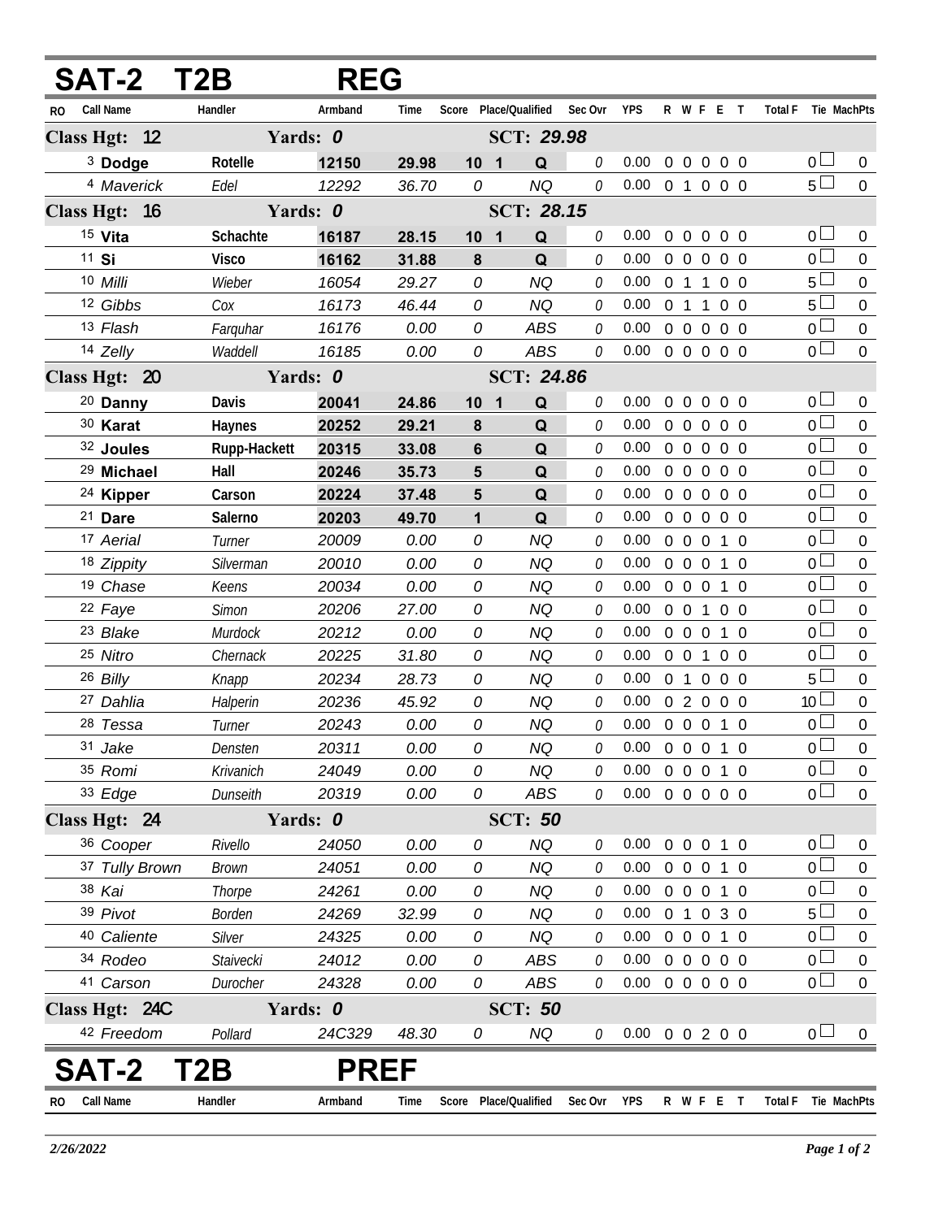## SAT-2 T2B REG

| RO | Call Name | Handler | Armband | Time | Score | Place/Qualified | Sec Ovr | YPS | R | W | F | E | T | Total F | Tie | MachPts |
|---|---|---|---|---|---|---|---|---|---|---|---|---|---|---|---|---|
| **Class Hgt: 12** | | **Yards: 0** | | | | **SCT: 29.98** | | | | | | | | | | |
| 3 | **Dodge** | **Rotelle** | **12150** | **29.98** | **10** | **1 Q** | 0 | 0.00 | 0 | 0 | 0 | 0 | 0 | 0 | ☐ | 0 |
| 4 | *Maverick* | *Edel* | *12292* | *36.70* | *0* | *NQ* | 0 | 0.00 | 0 | 1 | 0 | 0 | 0 | 5 | ☐ | 0 |
| **Class Hgt: 16** | | **Yards: 0** | | | | **SCT: 28.15** | | | | | | | | | | |
| 15 | **Vita** | **Schachte** | **16187** | **28.15** | **10** | **1 Q** | 0 | 0.00 | 0 | 0 | 0 | 0 | 0 | 0 | ☐ | 0 |
| 11 | **Si** | **Visco** | **16162** | **31.88** | **8** | **Q** | 0 | 0.00 | 0 | 0 | 0 | 0 | 0 | 0 | ☐ | 0 |
| 10 | *Milli* | *Wieber* | *16054* | *29.27* | *0* | *NQ* | 0 | 0.00 | 0 | 1 | 1 | 0 | 0 | 5 | ☐ | 0 |
| 12 | *Gibbs* | *Cox* | *16173* | *46.44* | *0* | *NQ* | 0 | 0.00 | 0 | 1 | 1 | 0 | 0 | 5 | ☐ | 0 |
| 13 | *Flash* | *Farquhar* | *16176* | *0.00* | *0* | *ABS* | 0 | 0.00 | 0 | 0 | 0 | 0 | 0 | 0 | ☐ | 0 |
| 14 | *Zelly* | *Waddell* | *16185* | *0.00* | *0* | *ABS* | 0 | 0.00 | 0 | 0 | 0 | 0 | 0 | 0 | ☐ | 0 |
| **Class Hgt: 20** | | **Yards: 0** | | | | **SCT: 24.86** | | | | | | | | | | |
| 20 | **Danny** | **Davis** | **20041** | **24.86** | **10** | **1 Q** | 0 | 0.00 | 0 | 0 | 0 | 0 | 0 | 0 | ☐ | 0 |
| 30 | **Karat** | **Haynes** | **20252** | **29.21** | **8** | **Q** | 0 | 0.00 | 0 | 0 | 0 | 0 | 0 | 0 | ☐ | 0 |
| 32 | **Joules** | **Rupp-Hackett** | **20315** | **33.08** | **6** | **Q** | 0 | 0.00 | 0 | 0 | 0 | 0 | 0 | 0 | ☐ | 0 |
| 29 | **Michael** | **Hall** | **20246** | **35.73** | **5** | **Q** | 0 | 0.00 | 0 | 0 | 0 | 0 | 0 | 0 | ☐ | 0 |
| 24 | **Kipper** | **Carson** | **20224** | **37.48** | **5** | **Q** | 0 | 0.00 | 0 | 0 | 0 | 0 | 0 | 0 | ☐ | 0 |
| 21 | **Dare** | **Salerno** | **20203** | **49.70** | **1** | **Q** | 0 | 0.00 | 0 | 0 | 0 | 0 | 0 | 0 | ☐ | 0 |
| 17 | *Aerial* | *Turner* | *20009* | *0.00* | *0* | *NQ* | 0 | 0.00 | 0 | 0 | 0 | 1 | 0 | 0 | ☐ | 0 |
| 18 | *Zippity* | *Silverman* | *20010* | *0.00* | *0* | *NQ* | 0 | 0.00 | 0 | 0 | 0 | 1 | 0 | 0 | ☐ | 0 |
| 19 | *Chase* | *Keens* | *20034* | *0.00* | *0* | *NQ* | 0 | 0.00 | 0 | 0 | 0 | 1 | 0 | 0 | ☐ | 0 |
| 22 | *Faye* | *Simon* | *20206* | *27.00* | *0* | *NQ* | 0 | 0.00 | 0 | 0 | 1 | 0 | 0 | 0 | ☐ | 0 |
| 23 | *Blake* | *Murdock* | *20212* | *0.00* | *0* | *NQ* | 0 | 0.00 | 0 | 0 | 0 | 1 | 0 | 0 | ☐ | 0 |
| 25 | *Nitro* | *Chernack* | *20225* | *31.80* | *0* | *NQ* | 0 | 0.00 | 0 | 0 | 1 | 0 | 0 | 0 | ☐ | 0 |
| 26 | *Billy* | *Knapp* | *20234* | *28.73* | *0* | *NQ* | 0 | 0.00 | 0 | 1 | 0 | 0 | 0 | 5 | ☐ | 0 |
| 27 | *Dahlia* | *Halperin* | *20236* | *45.92* | *0* | *NQ* | 0 | 0.00 | 0 | 2 | 0 | 0 | 0 | 10 | ☐ | 0 |
| 28 | *Tessa* | *Turner* | *20243* | *0.00* | *0* | *NQ* | 0 | 0.00 | 0 | 0 | 0 | 1 | 0 | 0 | ☐ | 0 |
| 31 | *Jake* | *Densten* | *20311* | *0.00* | *0* | *NQ* | 0 | 0.00 | 0 | 0 | 0 | 1 | 0 | 0 | ☐ | 0 |
| 35 | *Romi* | *Krivanich* | *24049* | *0.00* | *0* | *NQ* | 0 | 0.00 | 0 | 0 | 0 | 1 | 0 | 0 | ☐ | 0 |
| 33 | *Edge* | *Dunseith* | *20319* | *0.00* | *0* | *ABS* | 0 | 0.00 | 0 | 0 | 0 | 0 | 0 | 0 | ☐ | 0 |
| **Class Hgt: 24** | | **Yards: 0** | | | | **SCT: 50** | | | | | | | | | | |
| 36 | *Cooper* | *Rivello* | *24050* | *0.00* | *0* | *NQ* | 0 | 0.00 | 0 | 0 | 0 | 1 | 0 | 0 | ☐ | 0 |
| 37 | *Tully Brown* | *Brown* | *24051* | *0.00* | *0* | *NQ* | 0 | 0.00 | 0 | 0 | 0 | 1 | 0 | 0 | ☐ | 0 |
| 38 | *Kai* | *Thorpe* | *24261* | *0.00* | *0* | *NQ* | 0 | 0.00 | 0 | 0 | 0 | 1 | 0 | 0 | ☐ | 0 |
| 39 | *Pivot* | *Borden* | *24269* | *32.99* | *0* | *NQ* | 0 | 0.00 | 0 | 1 | 0 | 3 | 0 | 5 | ☐ | 0 |
| 40 | *Caliente* | *Silver* | *24325* | *0.00* | *0* | *NQ* | 0 | 0.00 | 0 | 0 | 0 | 1 | 0 | 0 | ☐ | 0 |
| 34 | *Rodeo* | *Staivecki* | *24012* | *0.00* | *0* | *ABS* | 0 | 0.00 | 0 | 0 | 0 | 0 | 0 | 0 | ☐ | 0 |
| 41 | *Carson* | *Durocher* | *24328* | *0.00* | *0* | *ABS* | 0 | 0.00 | 0 | 0 | 0 | 0 | 0 | 0 | ☐ | 0 |
| **Class Hgt: 24C** | | **Yards: 0** | | | | **SCT: 50** | | | | | | | | | | |
| 42 | *Freedom* | *Pollard* | *24C329* | *48.30* | *0* | *NQ* | 0 | 0.00 | 0 | 0 | 2 | 0 | 0 | 0 | ☐ | 0 |

## SAT-2 T2B PREF

| RO | Call Name | Handler | Armband | Time | Score | Place/Qualified | Sec Ovr | YPS | R | W | F | E | T | Total F | Tie | MachPts |
|---|---|---|---|---|---|---|---|---|---|---|---|---|---|---|---|---|

*2/26/2022*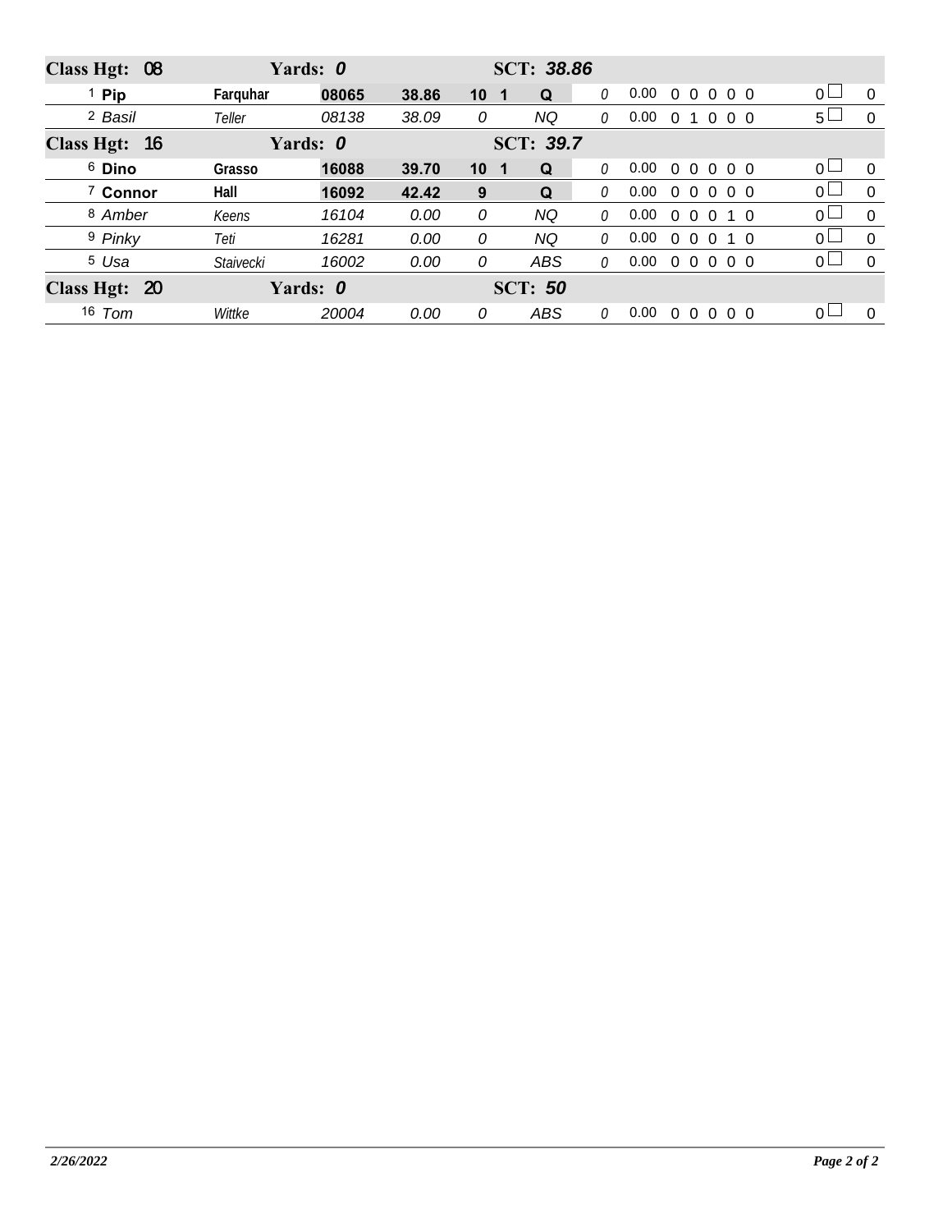| | | | | | | | | | | | | | | | | |
|---|---|---|---|---|---|---|---|---|---|---|---|---|---|---|---|---|
| **Class Hgt: 08** | | **Yards: *0*** | | | | **SCT: *38.86*** | | | | | | | | | | |
| 1 **Pip** | **Farquhar** | **08065** | **38.86** | **10** | **1** | **Q** | 0 | 0.00 | 0 | 0 | 0 | 0 | 0 | | 0 ☐ | 0 |
| 2 *Basil* | *Teller* | *08138* | *38.09* | *0* | | *NQ* | 0 | 0.00 | 0 | 1 | 0 | 0 | 0 | | 5 ☐ | 0 |
| **Class Hgt: 16** | | **Yards: *0*** | | | | **SCT: *39.7*** | | | | | | | | | | |
| 6 **Dino** | **Grasso** | **16088** | **39.70** | **10** | **1** | **Q** | 0 | 0.00 | 0 | 0 | 0 | 0 | 0 | | 0 ☐ | 0 |
| 7 **Connor** | **Hall** | **16092** | **42.42** | **9** | | **Q** | 0 | 0.00 | 0 | 0 | 0 | 0 | 0 | | 0 ☐ | 0 |
| 8 *Amber* | *Keens* | *16104* | *0.00* | *0* | | *NQ* | 0 | 0.00 | 0 | 0 | 0 | 1 | 0 | | 0 ☐ | 0 |
| 9 *Pinky* | *Teti* | *16281* | *0.00* | *0* | | *NQ* | 0 | 0.00 | 0 | 0 | 0 | 1 | 0 | | 0 ☐ | 0 |
| 5 *Usa* | *Staivecki* | *16002* | *0.00* | *0* | | *ABS* | 0 | 0.00 | 0 | 0 | 0 | 0 | 0 | | 0 ☐ | 0 |
| **Class Hgt: 20** | | **Yards: *0*** | | | | **SCT: *50*** | | | | | | | | | | |
| 16 *Tom* | *Wittke* | *20004* | *0.00* | *0* | | *ABS* | 0 | 0.00 | 0 | 0 | 0 | 0 | 0 | | 0 ☐ | 0 |

*2/26/2022*